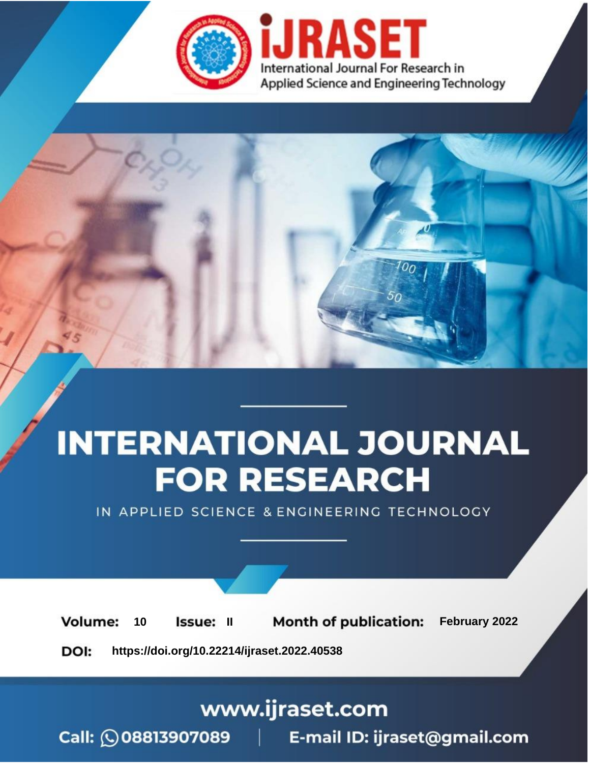iJRASET

International Journal For Research in Applied Science and Engineering Technology

# INTERNATIONAL JOURNAL FOR RESEARCH

IN APPLIED SCIENCE & ENGINEERING TECHNOLOGY

**Volume:** 10 **Issue:** II **Month of publication:** February 2022

**DOI:** https://doi.org/10.22214/ijraset.2022.40538

www.ijraset.com

Call: 08813907089 | E-mail ID: ijraset@gmail.com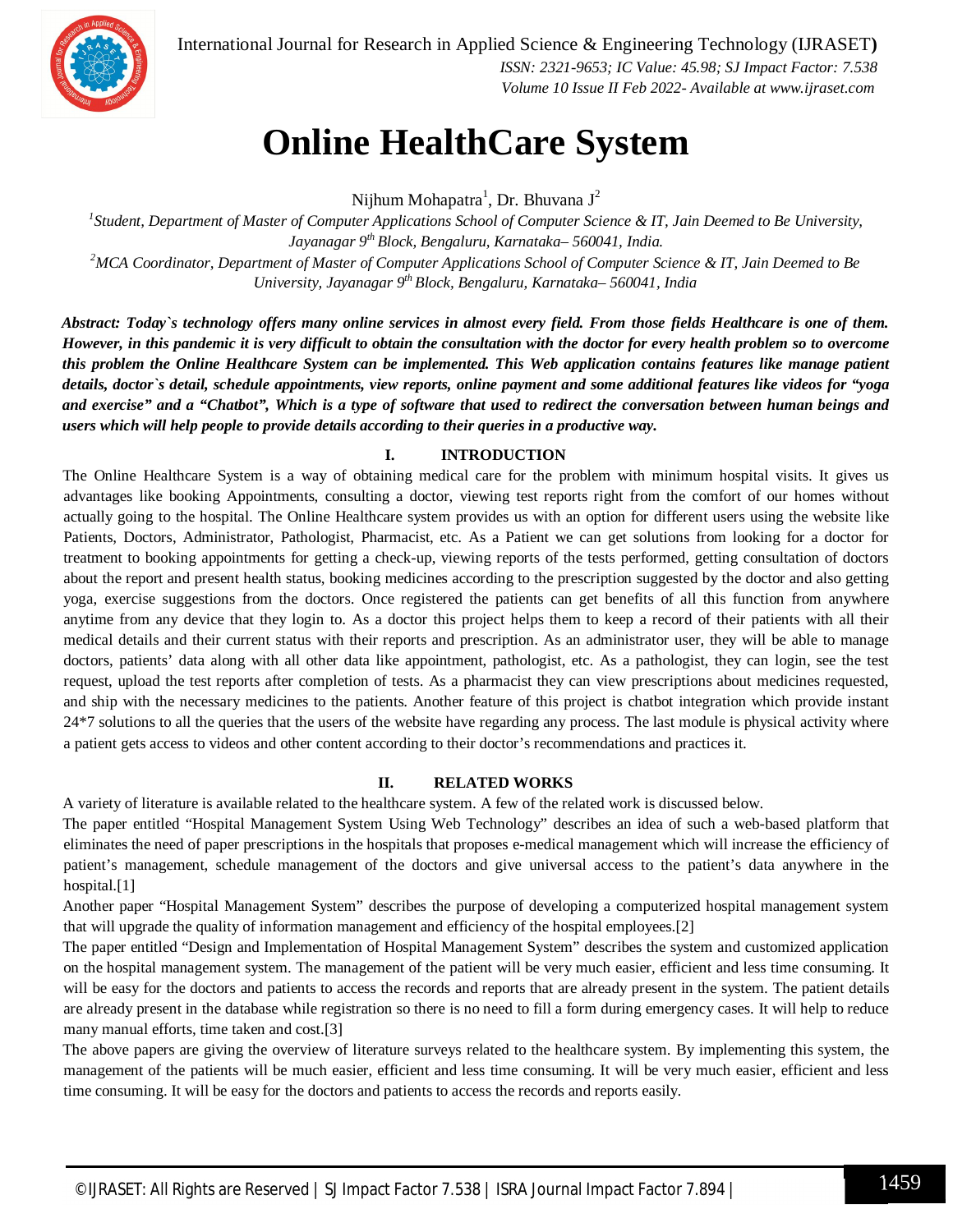# Online HealthCare System

Nijhum Mohapatra[1], Dr. Bhuvana J[2]

[1]*Student, Department of Master of Computer Applications School of Computer Science & IT, Jain Deemed to Be University, Jayanagar 9th Block, Bengaluru, Karnataka– 560041, India.*

[2]*MCA Coordinator, Department of Master of Computer Applications School of Computer Science & IT, Jain Deemed to Be University, Jayanagar 9th Block, Bengaluru, Karnataka– 560041, India*

***Abstract: Today`s technology offers many online services in almost every field. From those fields Healthcare is one of them. However, in this pandemic it is very difficult to obtain the consultation with the doctor for every health problem so to overcome this problem the Online Healthcare System can be implemented. This Web application contains features like manage patient details, doctor`s detail, schedule appointments, view reports, online payment and some additional features like videos for "yoga and exercise" and a "Chatbot", Which is a type of software that used to redirect the conversation between human beings and users which will help people to provide details according to their queries in a productive way.***

## I. INTRODUCTION

The Online Healthcare System is a way of obtaining medical care for the problem with minimum hospital visits. It gives us advantages like booking Appointments, consulting a doctor, viewing test reports right from the comfort of our homes without actually going to the hospital. The Online Healthcare system provides us with an option for different users using the website like Patients, Doctors, Administrator, Pathologist, Pharmacist, etc. As a Patient we can get solutions from looking for a doctor for treatment to booking appointments for getting a check-up, viewing reports of the tests performed, getting consultation of doctors about the report and present health status, booking medicines according to the prescription suggested by the doctor and also getting yoga, exercise suggestions from the doctors. Once registered the patients can get benefits of all this function from anywhere anytime from any device that they login to. As a doctor this project helps them to keep a record of their patients with all their medical details and their current status with their reports and prescription. As an administrator user, they will be able to manage doctors, patients' data along with all other data like appointment, pathologist, etc. As a pathologist, they can login, see the test request, upload the test reports after completion of tests. As a pharmacist they can view prescriptions about medicines requested, and ship with the necessary medicines to the patients. Another feature of this project is chatbot integration which provide instant 24*7 solutions to all the queries that the users of the website have regarding any process. The last module is physical activity where a patient gets access to videos and other content according to their doctor's recommendations and practices it.

## II. RELATED WORKS

A variety of literature is available related to the healthcare system. A few of the related work is discussed below.

The paper entitled "Hospital Management System Using Web Technology" describes an idea of such a web-based platform that eliminates the need of paper prescriptions in the hospitals that proposes e-medical management which will increase the efficiency of patient's management, schedule management of the doctors and give universal access to the patient's data anywhere in the hospital.[1]

Another paper "Hospital Management System" describes the purpose of developing a computerized hospital management system that will upgrade the quality of information management and efficiency of the hospital employees.[2]

The paper entitled "Design and Implementation of Hospital Management System" describes the system and customized application on the hospital management system. The management of the patient will be very much easier, efficient and less time consuming. It will be easy for the doctors and patients to access the records and reports that are already present in the system. The patient details are already present in the database while registration so there is no need to fill a form during emergency cases. It will help to reduce many manual efforts, time taken and cost.[3]

The above papers are giving the overview of literature surveys related to the healthcare system. By implementing this system, the management of the patients will be much easier, efficient and less time consuming. It will be very much easier, efficient and less time consuming. It will be easy for the doctors and patients to access the records and reports easily.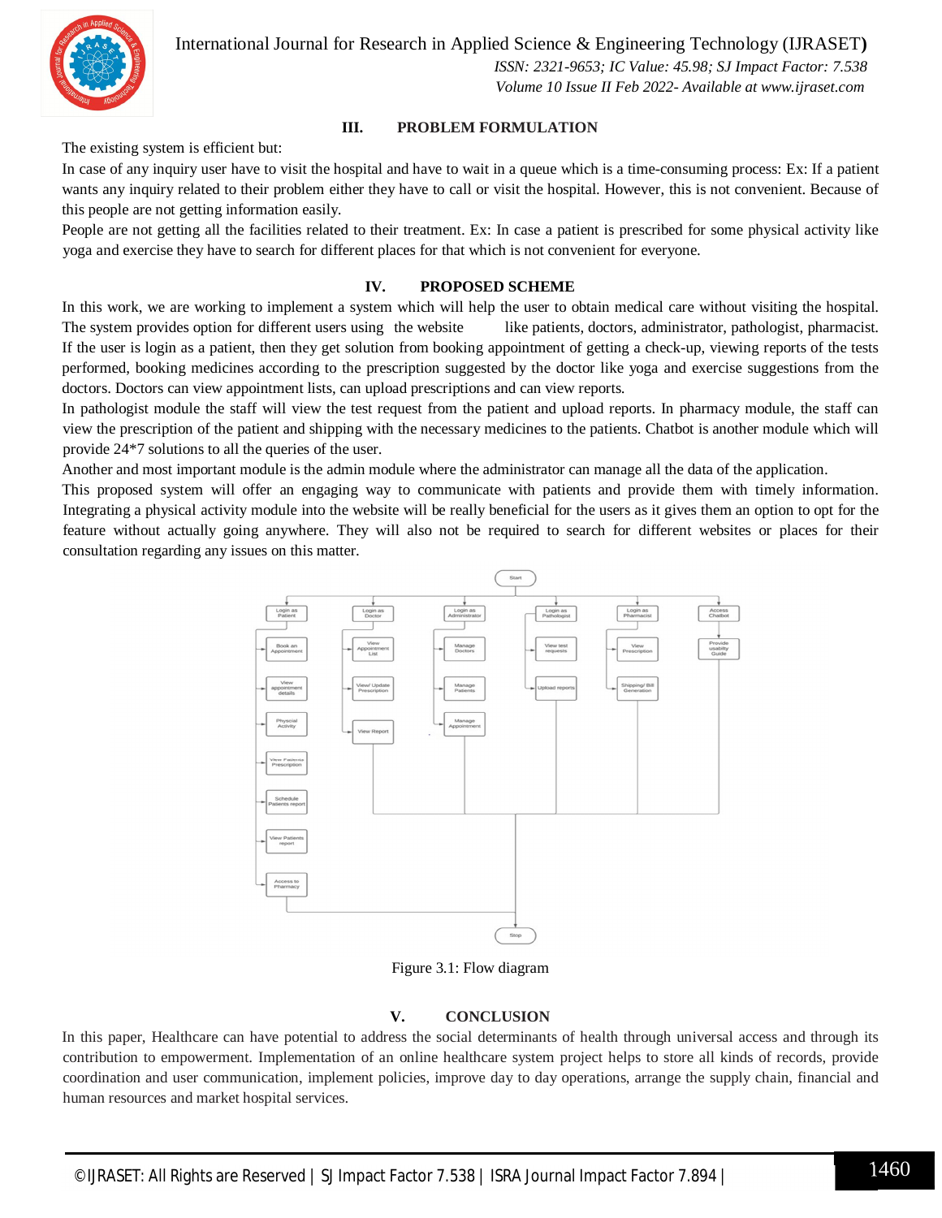## III. PROBLEM FORMULATION

The existing system is efficient but:

In case of any inquiry user have to visit the hospital and have to wait in a queue which is a time-consuming process: Ex: If a patient wants any inquiry related to their problem either they have to call or visit the hospital. However, this is not convenient. Because of this people are not getting information easily.

People are not getting all the facilities related to their treatment. Ex: In case a patient is prescribed for some physical activity like yoga and exercise they have to search for different places for that which is not convenient for everyone.

## IV. PROPOSED SCHEME

In this work, we are working to implement a system which will help the user to obtain medical care without visiting the hospital. The system provides option for different users using the website like patients, doctors, administrator, pathologist, pharmacist. If the user is login as a patient, then they get solution from booking appointment of getting a check-up, viewing reports of the tests performed, booking medicines according to the prescription suggested by the doctor like yoga and exercise suggestions from the doctors. Doctors can view appointment lists, can upload prescriptions and can view reports.

In pathologist module the staff will view the test request from the patient and upload reports. In pharmacy module, the staff can view the prescription of the patient and shipping with the necessary medicines to the patients. Chatbot is another module which will provide 24*7 solutions to all the queries of the user.

Another and most important module is the admin module where the administrator can manage all the data of the application.

This proposed system will offer an engaging way to communicate with patients and provide them with timely information. Integrating a physical activity module into the website will be really beneficial for the users as it gives them an option to opt for the feature without actually going anywhere. They will also not be required to search for different websites or places for their consultation regarding any issues on this matter.

Figure 3.1: Flow diagram

## V. CONCLUSION

In this paper, Healthcare can have potential to address the social determinants of health through universal access and through its contribution to empowerment. Implementation of an online healthcare system project helps to store all kinds of records, provide coordination and user communication, implement policies, improve day to day operations, arrange the supply chain, financial and human resources and market hospital services.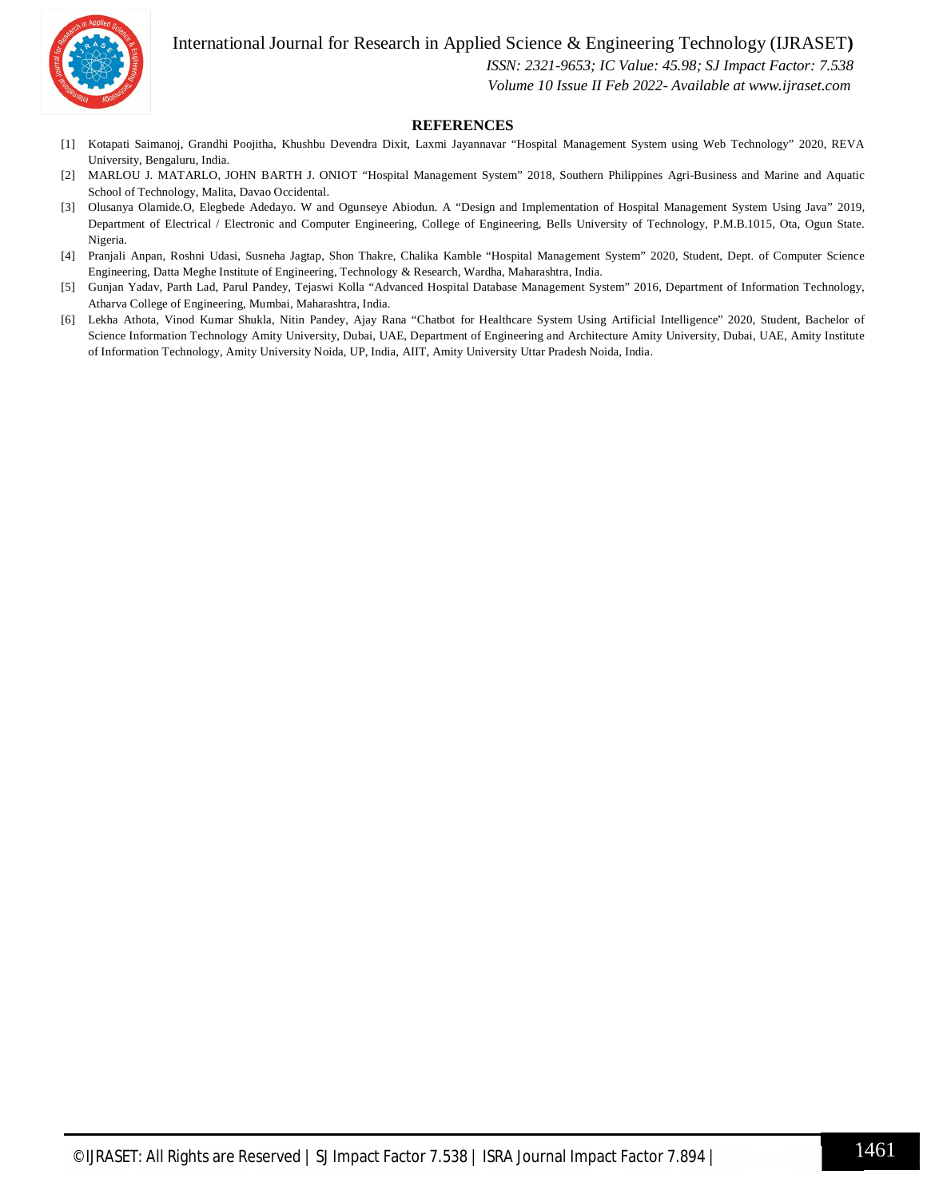## REFERENCES

[1] Kotapati Saimanoj, Grandhi Poojitha, Khushbu Devendra Dixit, Laxmi Jayannavar "Hospital Management System using Web Technology" 2020, REVA University, Bengaluru, India.

[2] MARLOU J. MATARLO, JOHN BARTH J. ONIOT "Hospital Management System" 2018, Southern Philippines Agri-Business and Marine and Aquatic School of Technology, Malita, Davao Occidental.

[3] Olusanya Olamide.O, Elegbede Adedayo. W and Ogunseye Abiodun. A "Design and Implementation of Hospital Management System Using Java" 2019, Department of Electrical / Electronic and Computer Engineering, College of Engineering, Bells University of Technology, P.M.B.1015, Ota, Ogun State. Nigeria.

[4] Pranjali Anpan, Roshni Udasi, Susneha Jagtap, Shon Thakre, Chalika Kamble "Hospital Management System" 2020, Student, Dept. of Computer Science Engineering, Datta Meghe Institute of Engineering, Technology & Research, Wardha, Maharashtra, India.

[5] Gunjan Yadav, Parth Lad, Parul Pandey, Tejaswi Kolla "Advanced Hospital Database Management System" 2016, Department of Information Technology, Atharva College of Engineering, Mumbai, Maharashtra, India.

[6] Lekha Athota, Vinod Kumar Shukla, Nitin Pandey, Ajay Rana "Chatbot for Healthcare System Using Artificial Intelligence" 2020, Student, Bachelor of Science Information Technology Amity University, Dubai, UAE, Department of Engineering and Architecture Amity University, Dubai, UAE, Amity Institute of Information Technology, Amity University Noida, UP, India, AIIT, Amity University Uttar Pradesh Noida, India.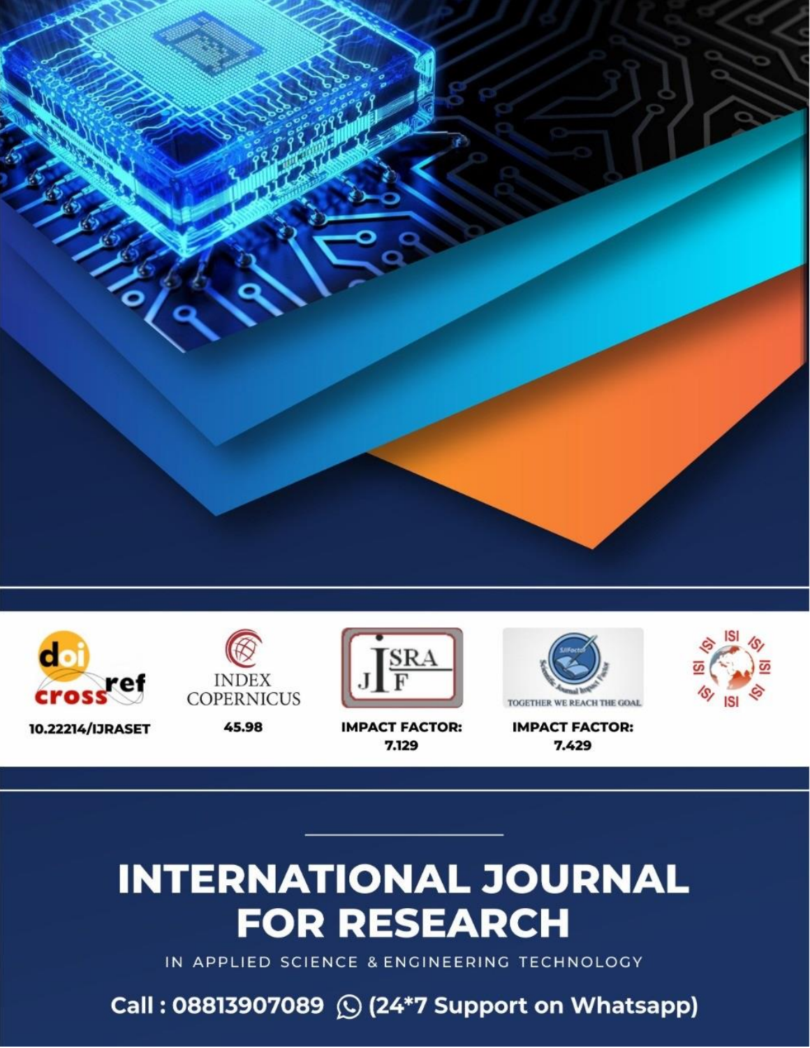10.22214/IJRASET

45.98

IMPACT FACTOR: 7.129

IMPACT FACTOR: 7.429

# INTERNATIONAL JOURNAL FOR RESEARCH

IN APPLIED SCIENCE & ENGINEERING TECHNOLOGY

Call : 08813907089 (24*7 Support on Whatsapp)